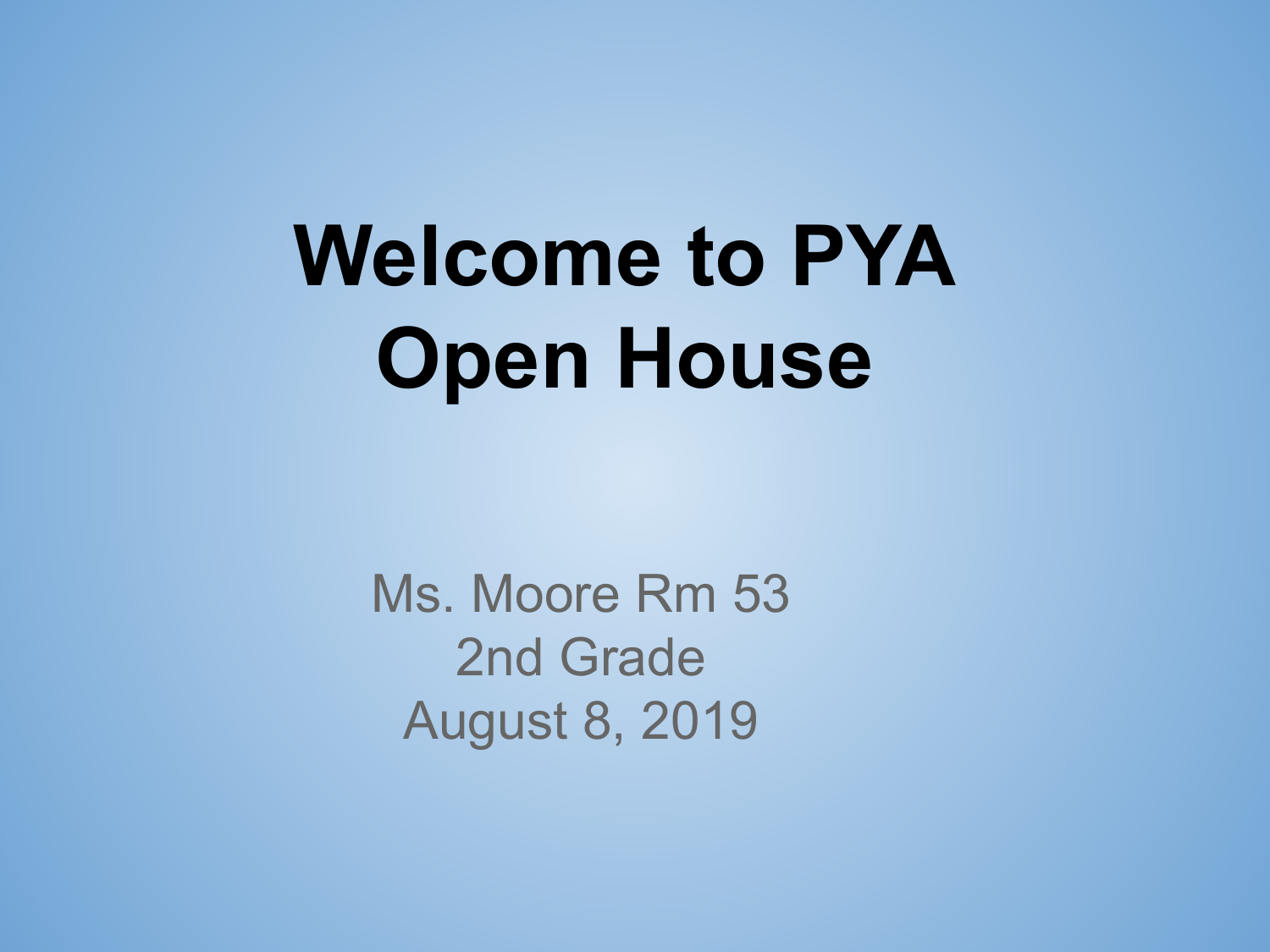# Welcome to PYA Open House

Ms. Moore Rm 53
2nd Grade
August 8, 2019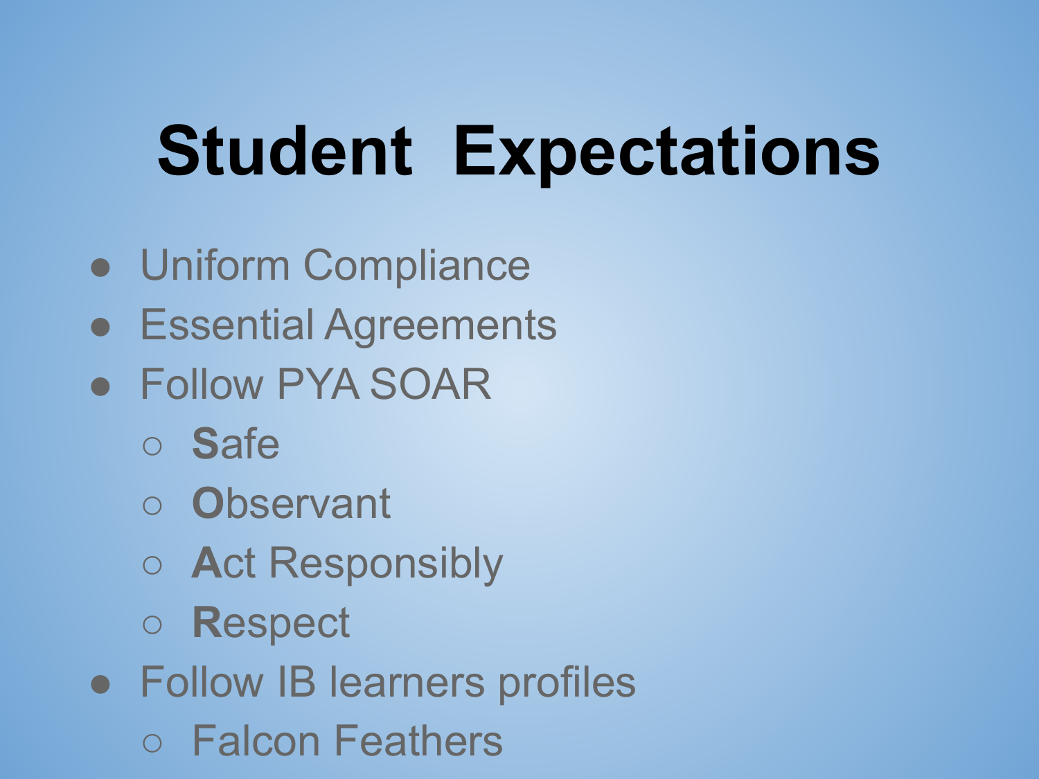# Student Expectations

- Uniform Compliance
- Essential Agreements
- Follow PYA SOAR
  - **S**afe
  - **O**bservant
  - **A**ct Responsibly
  - **R**espect
- Follow IB learners profiles
  - Falcon Feathers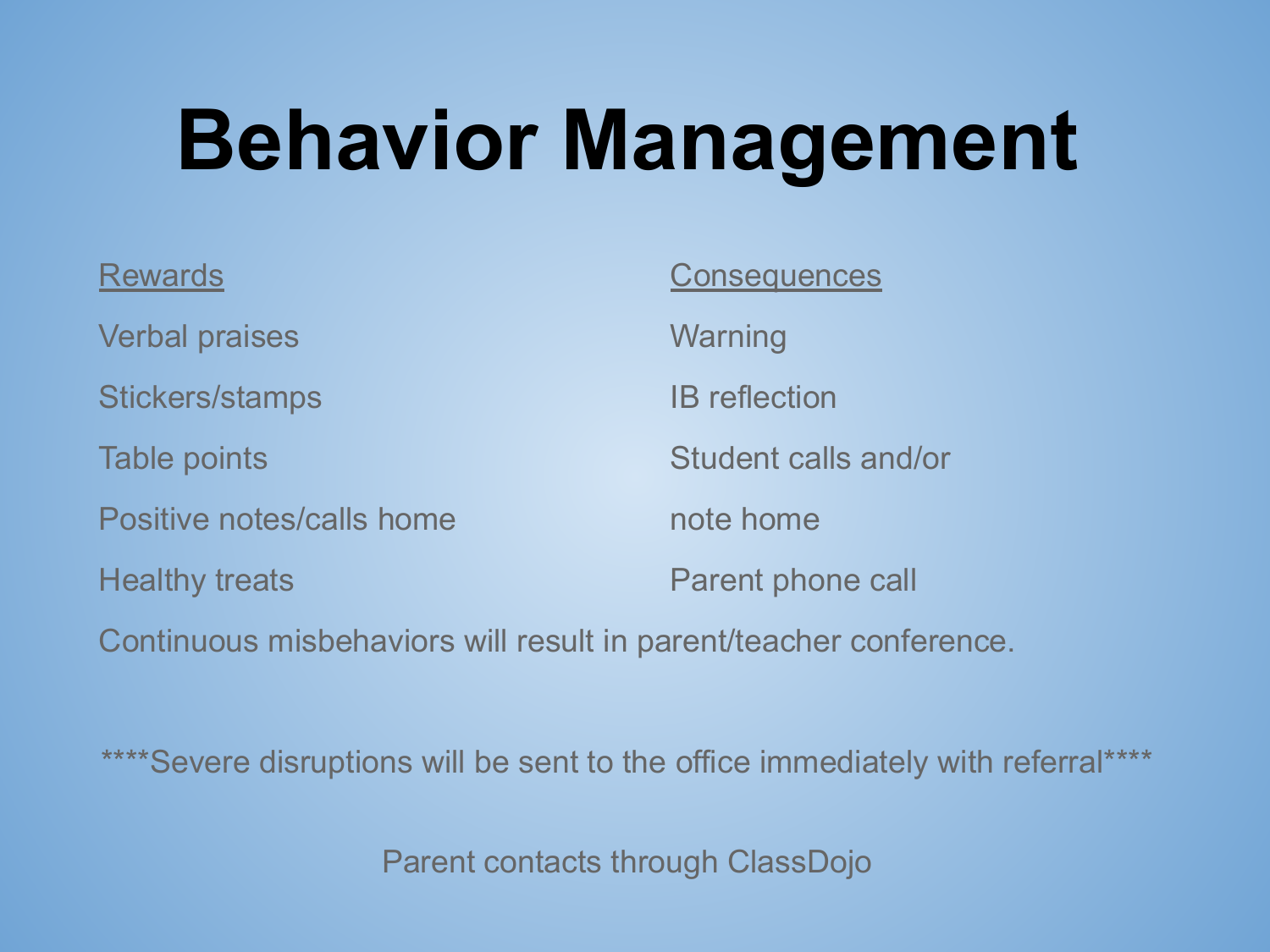# Behavior Management

| Rewards | Consequences |
| --- | --- |
| Verbal praises | Warning |
| Stickers/stamps | IB reflection |
| Table points | Student calls and/or note home |
| Positive notes/calls home | Parent phone call |
| Healthy treats | |

Continuous misbehaviors will result in parent/teacher conference.

****Severe disruptions will be sent to the office immediately with referral****

Parent contacts through ClassDojo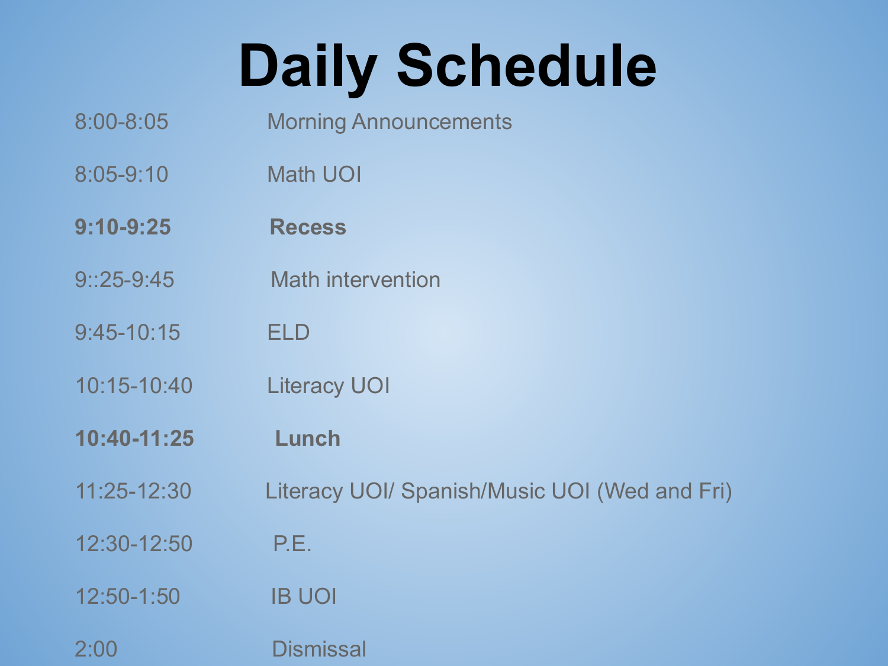# Daily Schedule

| | |
|---|---|
| 8:00-8:05 | Morning Announcements |
| 8:05-9:10 | Math UOI |
| **9:10-9:25** | **Recess** |
| 9::25-9:45 | Math intervention |
| 9:45-10:15 | ELD |
| 10:15-10:40 | Literacy UOI |
| **10:40-11:25** | **Lunch** |
| 11:25-12:30 | Literacy UOI/ Spanish/Music UOI (Wed and Fri) |
| 12:30-12:50 | P.E. |
| 12:50-1:50 | IB UOI |
| 2:00 | Dismissal |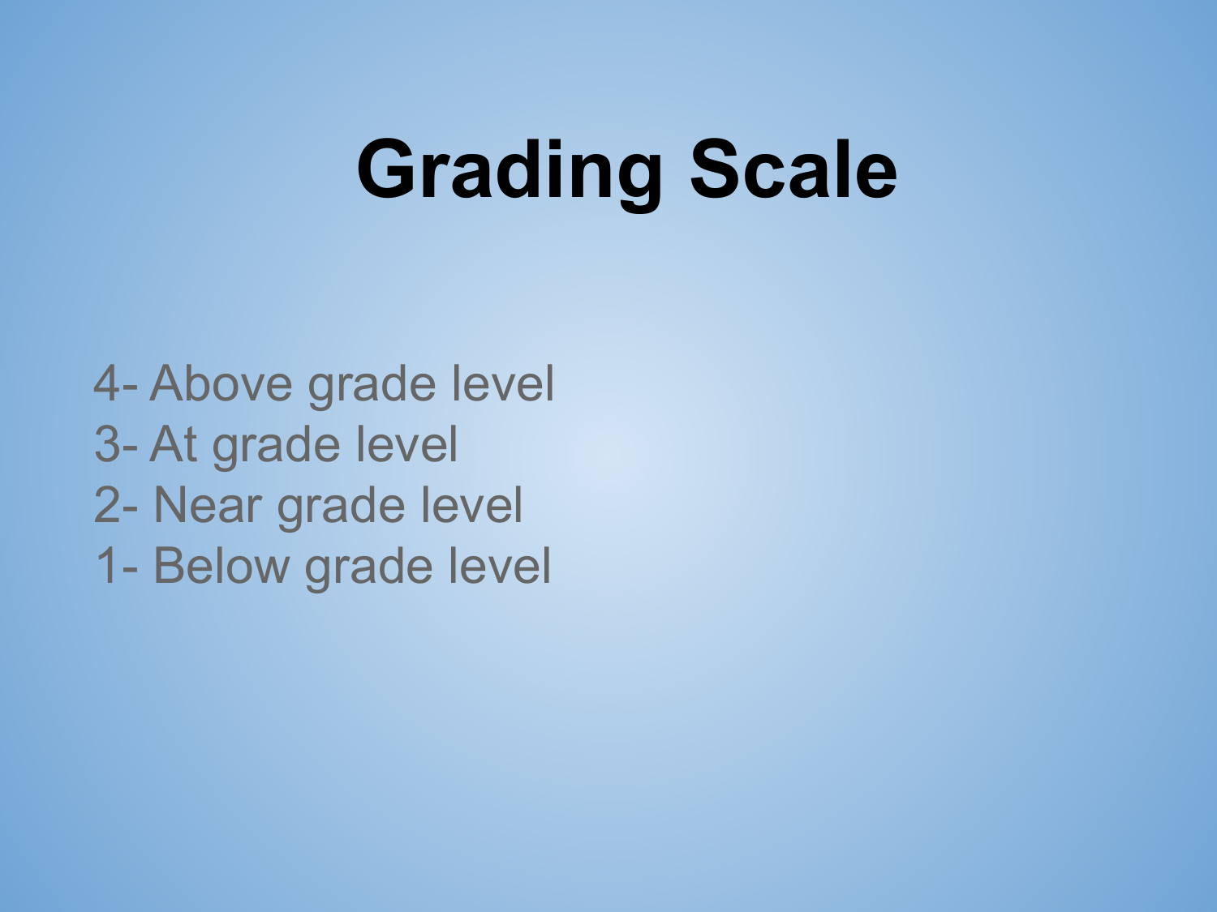# Grading Scale

4- Above grade level
3- At grade level
2- Near grade level
1- Below grade level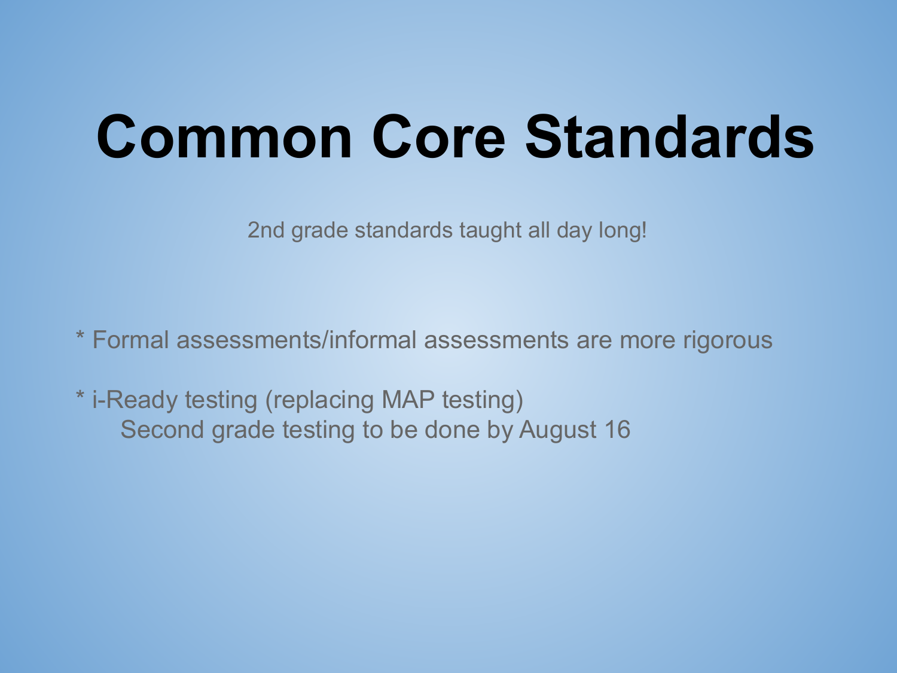# Common Core Standards

2nd grade standards taught all day long!

* Formal assessments/informal assessments are more rigorous

* i-Ready testing (replacing MAP testing)
  Second grade testing to be done by August 16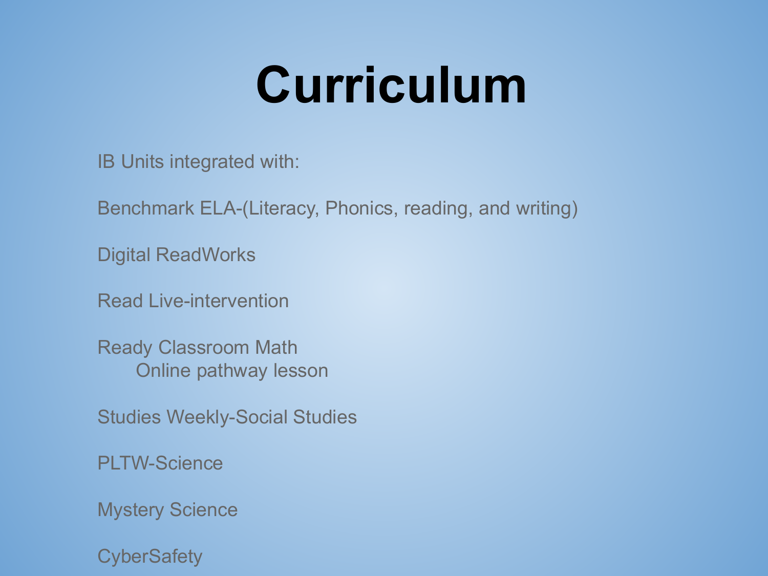# Curriculum

IB Units integrated with:

Benchmark ELA-(Literacy, Phonics, reading, and writing)

Digital ReadWorks

Read Live-intervention

Ready Classroom Math
- Online pathway lesson

Studies Weekly-Social Studies

PLTW-Science

Mystery Science

CyberSafety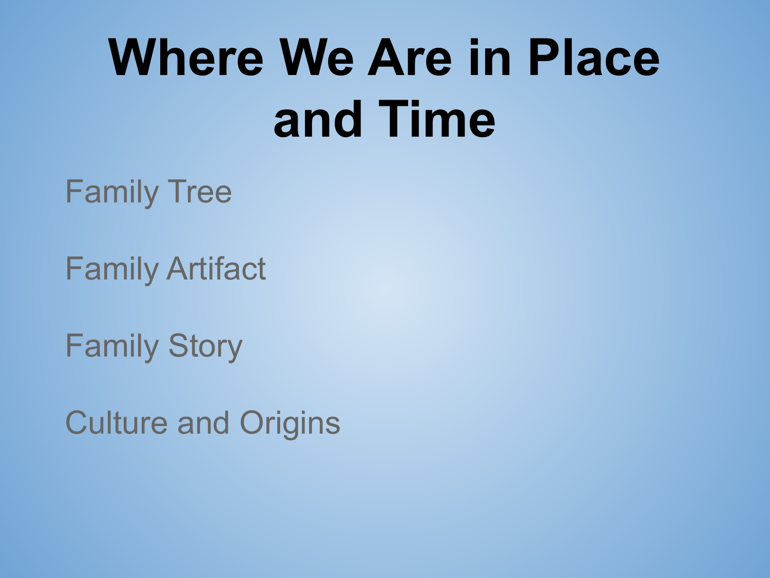# Where We Are in Place and Time

Family Tree

Family Artifact

Family Story

Culture and Origins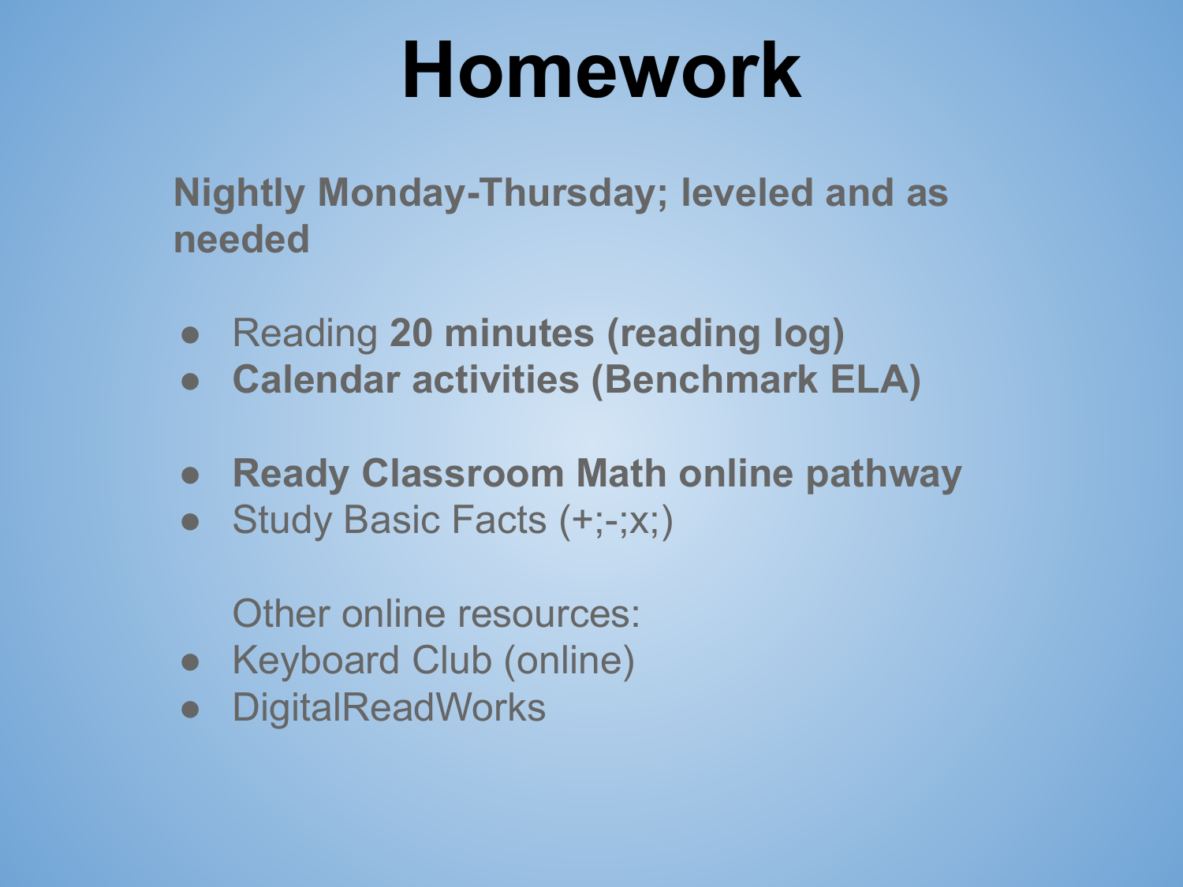# Homework

**Nightly Monday-Thursday; leveled and as needed**

- Reading **20 minutes (reading log)**
- **Calendar activities (Benchmark ELA)**

- **Ready Classroom Math online pathway**
- Study Basic Facts (+;-;x;)

Other online resources:

- Keyboard Club (online)
- DigitalReadWorks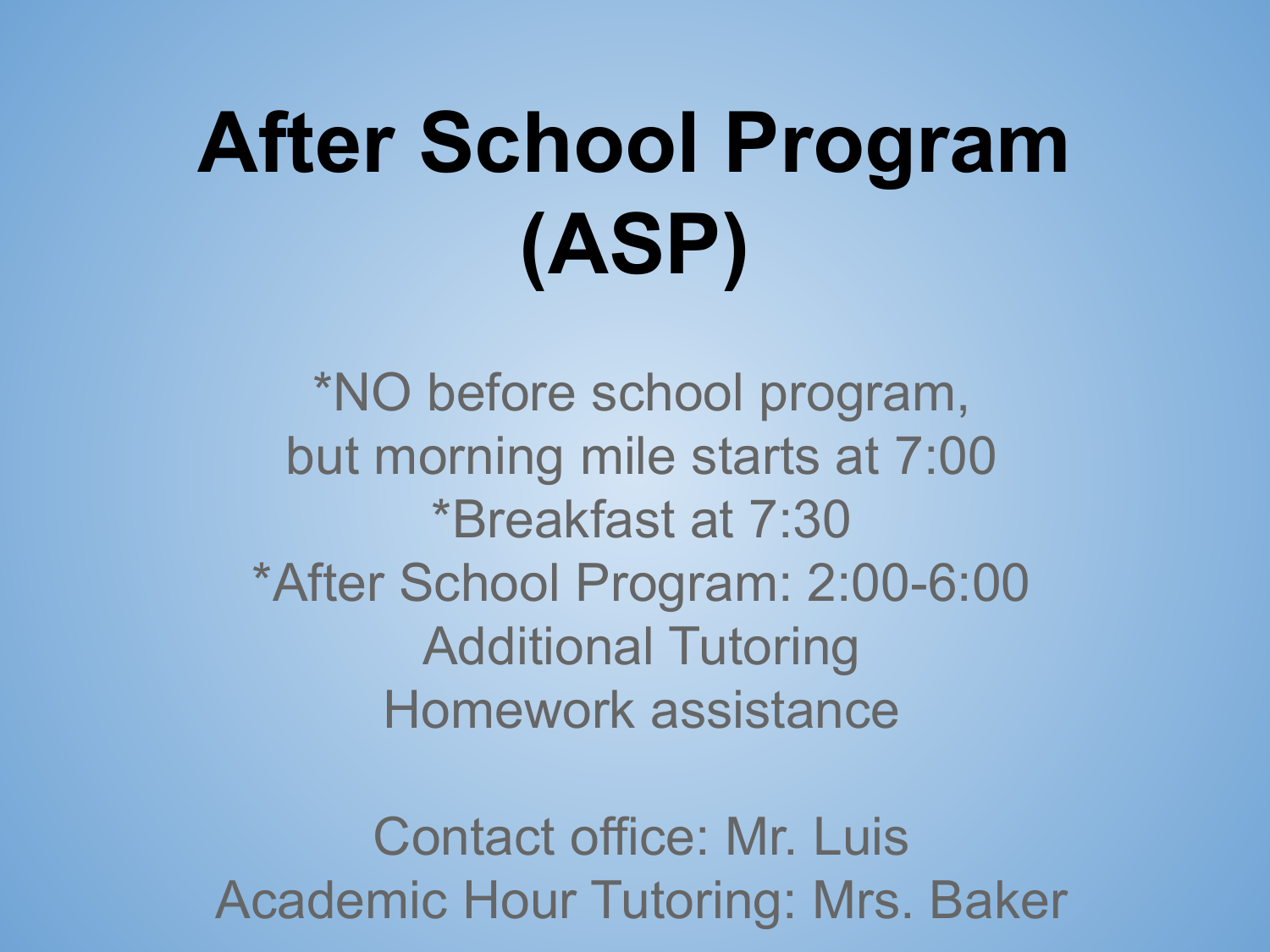# After School Program (ASP)

*NO before school program,
but morning mile starts at 7:00
*Breakfast at 7:30
*After School Program: 2:00-6:00
Additional Tutoring
Homework assistance

Contact office: Mr. Luis
Academic Hour Tutoring: Mrs. Baker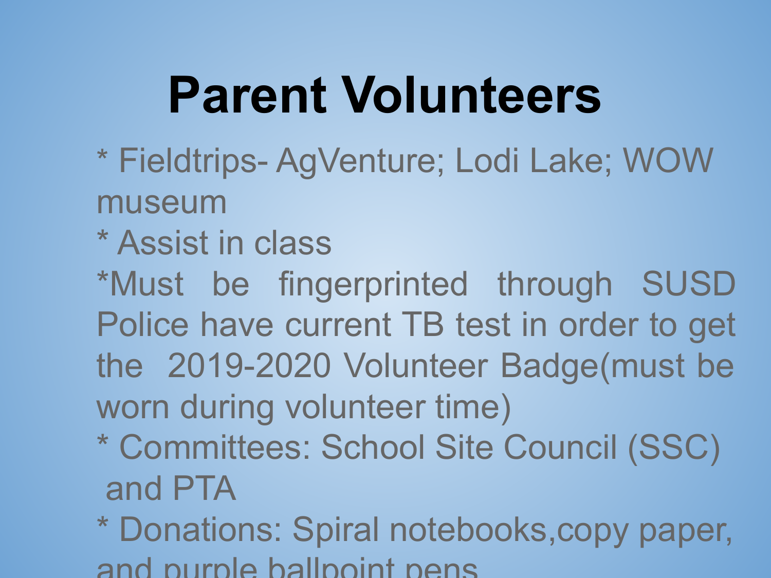# Parent Volunteers

* Fieldtrips- AgVenture; Lodi Lake; WOW museum
* Assist in class
*Must be fingerprinted through SUSD Police have current TB test in order to get the 2019-2020 Volunteer Badge(must be worn during volunteer time)
* Committees: School Site Council (SSC) and PTA
* Donations: Spiral notebooks,copy paper, and purple ballpoint pens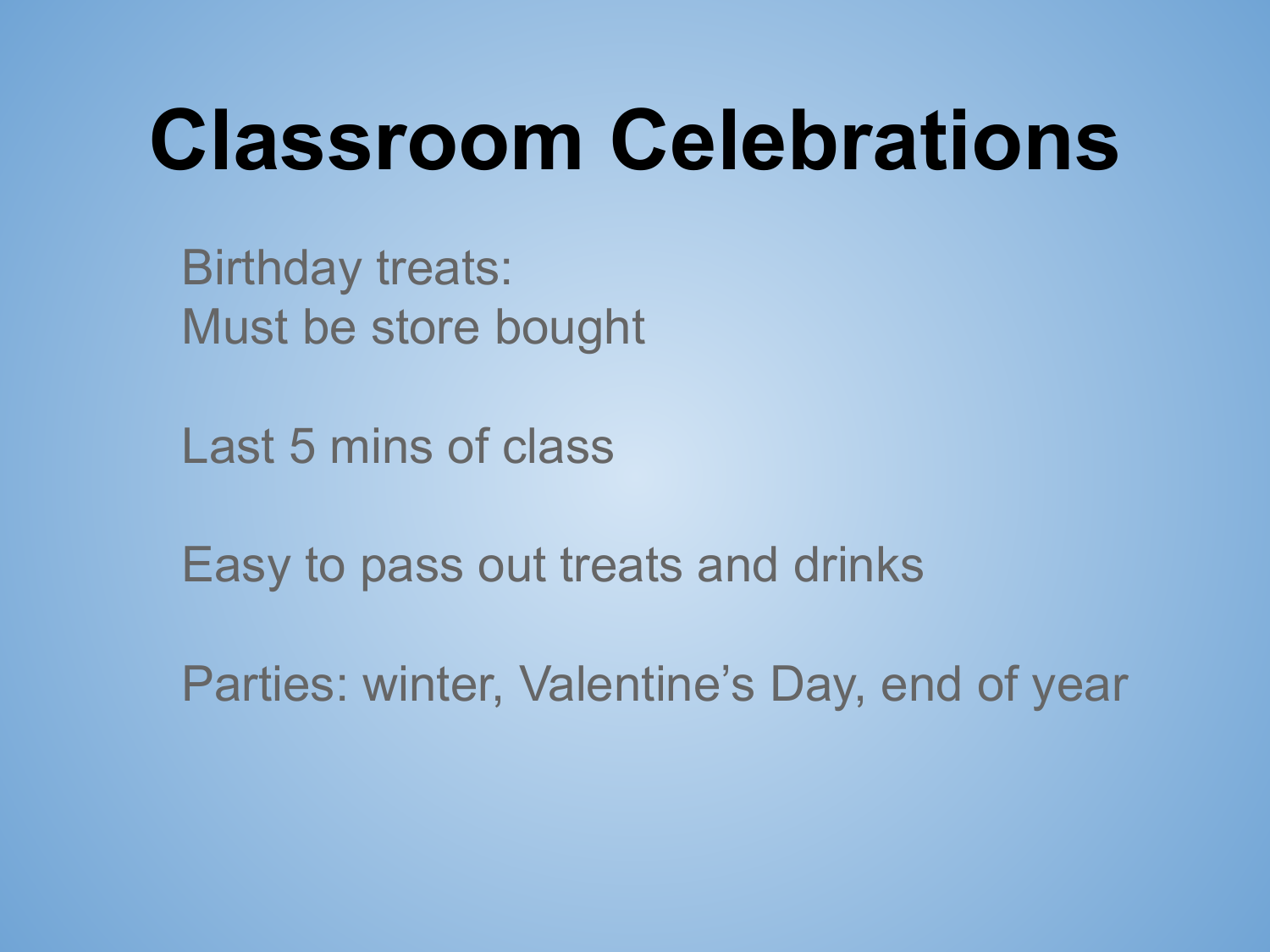# Classroom Celebrations

Birthday treats:
Must be store bought

Last 5 mins of class

Easy to pass out treats and drinks

Parties: winter, Valentine's Day, end of year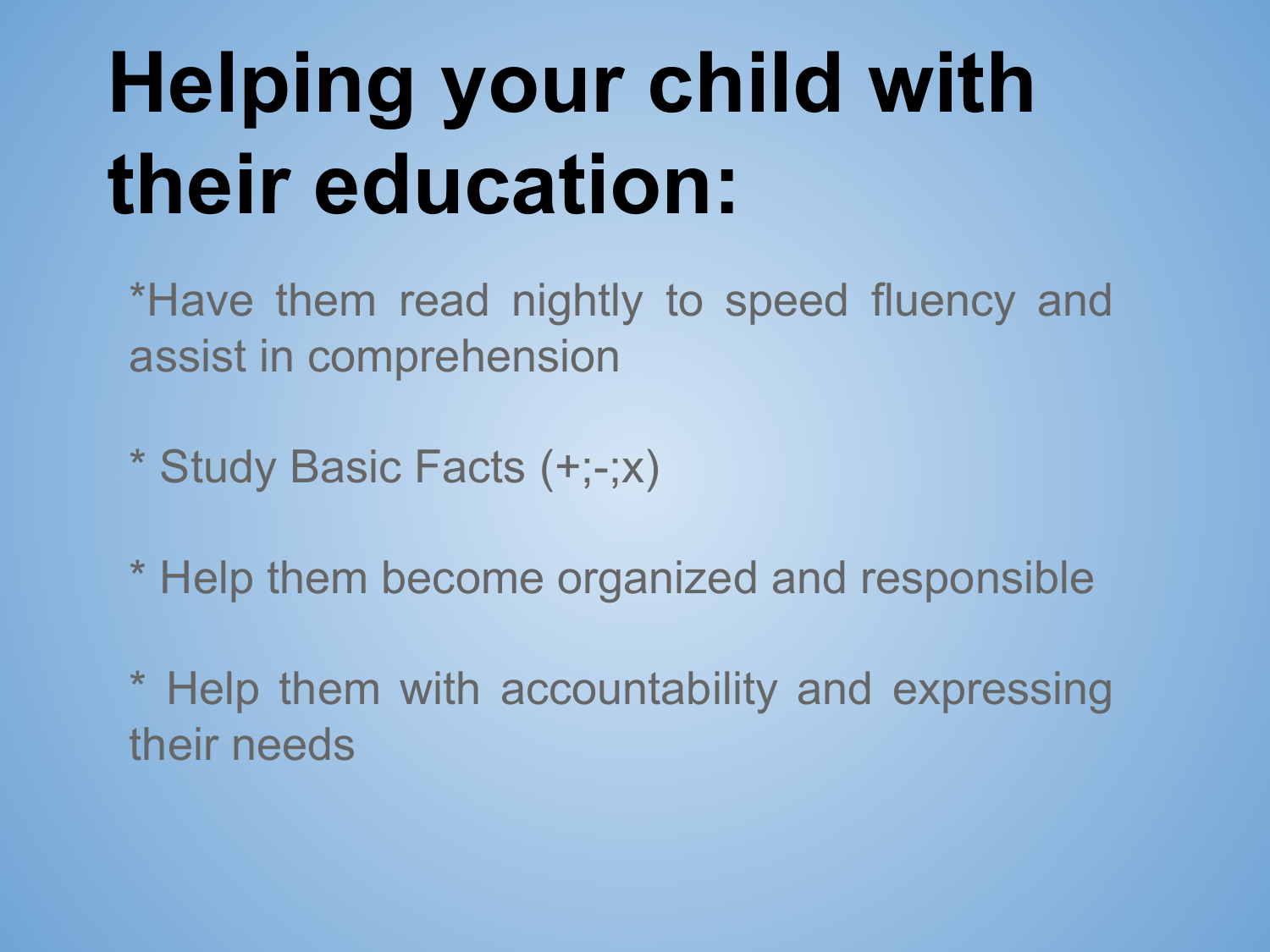# Helping your child with their education:

*Have them read nightly to speed fluency and assist in comprehension

* Study Basic Facts (+;-;x)

* Help them become organized and responsible

* Help them with accountability and expressing their needs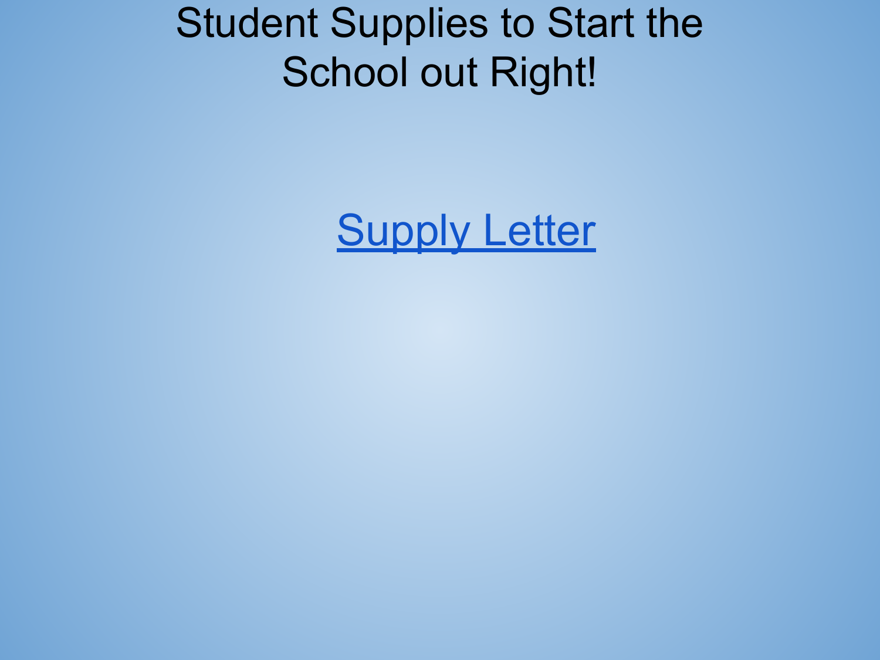# Student Supplies to Start the School out Right!

[Supply Letter]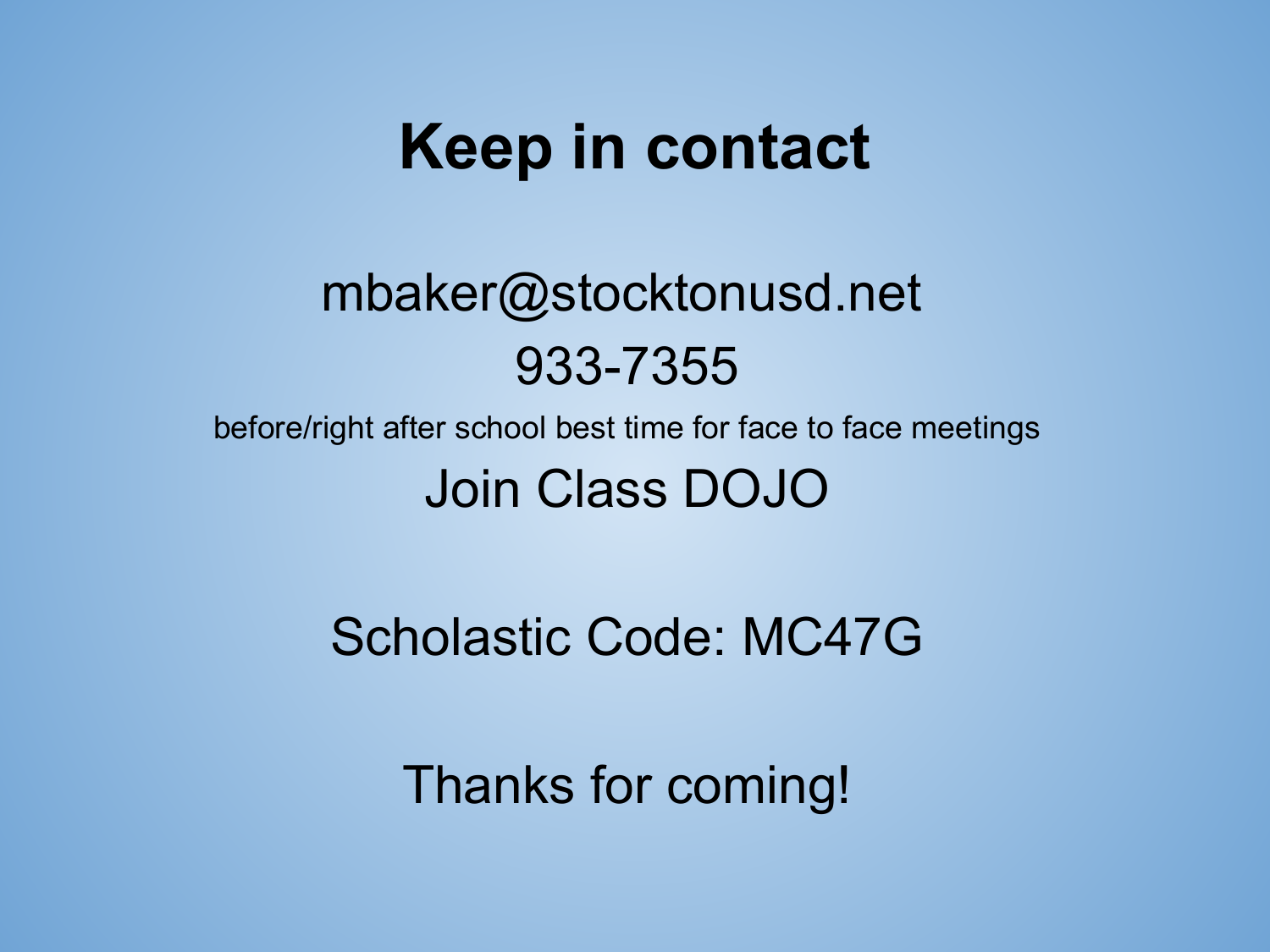# Keep in contact

mbaker@stocktonusd.net

933-7355

before/right after school best time for face to face meetings

Join Class DOJO

Scholastic Code: MC47G

Thanks for coming!